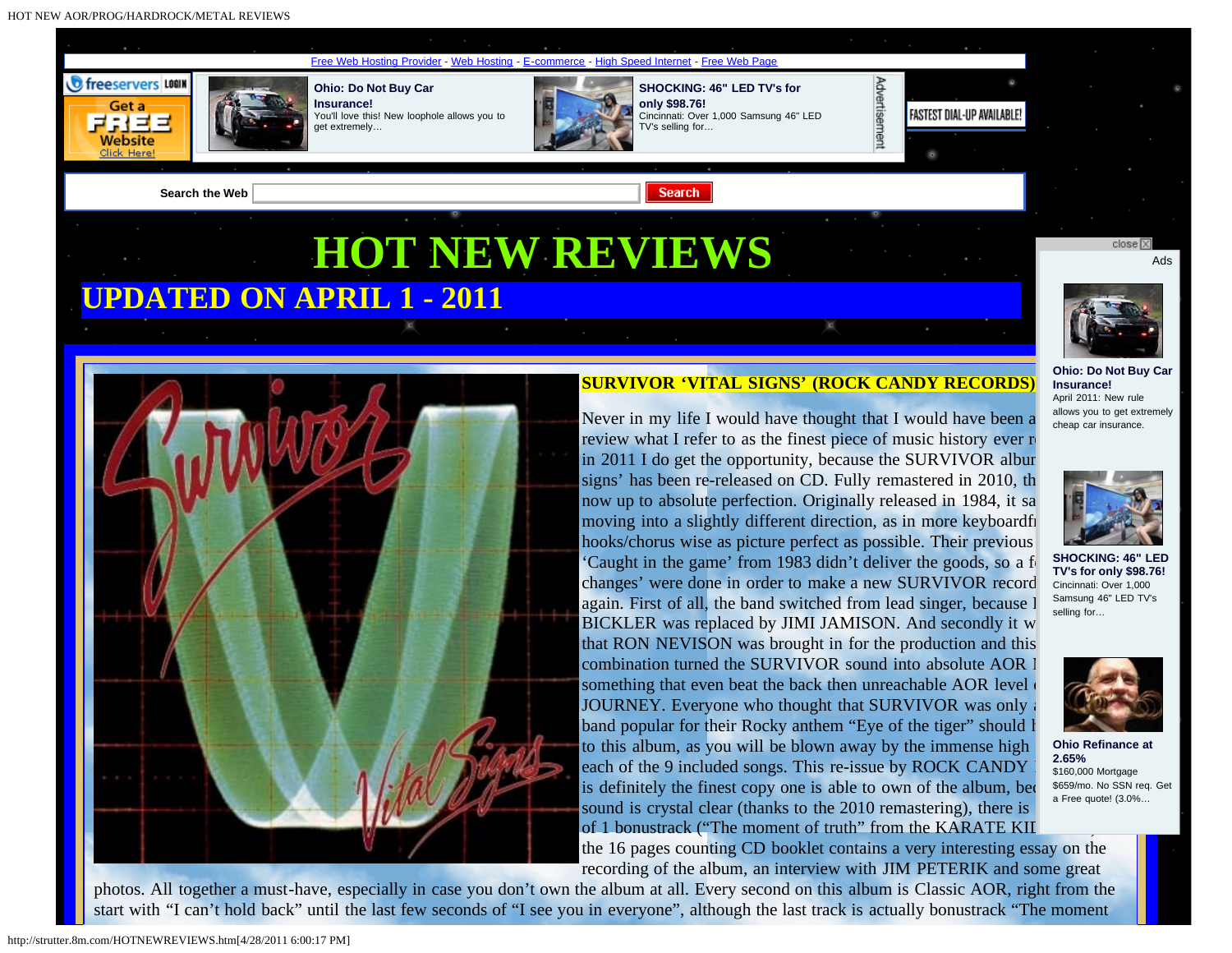# HOT NEW REVIEWS

## UPDATED ON APRIL 1 - 2011

**SURVIVOR 'VITAL SIGNS' (ROCK CANDY RECORDS)**

Never in my life I would have thought that I would have been a review what I refer to as the finest piece of music history ever r in 2011 I do get the opportunity, because the SURVIVOR albur signs' has been re-released on CD. Fully remastered in 2010, th now up to absolute perfection. Originally released in 1984, it sa moving into a slightly different direction, as in more keyboardf hooks/chorus wise as picture perfect as possible. Their previous 'Caught in the game' from 1983 didn't deliver the goods, so a f changes' were done in order to make a new SURVIVOR record again. First of all, the band switched from lead singer, because BICKLER was replaced by JIMI JAMISON. And secondly it w that RON NEVISON was brought in for the production and this combination turned the SURVIVOR sound into absolute AOR something that even beat the back then unreachable AOR level JOURNEY. Everyone who thought that SURVIVOR was only band popular for their Rocky anthem "Eye of the tiger" should to this album, as you will be blown away by the immense high each of the 9 included songs. This re-issue by ROCK CANDY is definitely the finest copy one is able to own of the album, be sound is crystal clear (thanks to the 2010 remastering), there is of 1 bonustrack ("The moment of truth" from the KARATE KII the 16 pages counting CD booklet contains a very interesting essay on the recording of the album, an interview with JIM PETERIK and some great photos. All together a must-have, especially in case you don't own the album at all. Every second on this album is Classic AOR, right from the start with "I can't hold back" until the last few seconds of "I see you in everyone", although the last track is actually bonustrack "The moment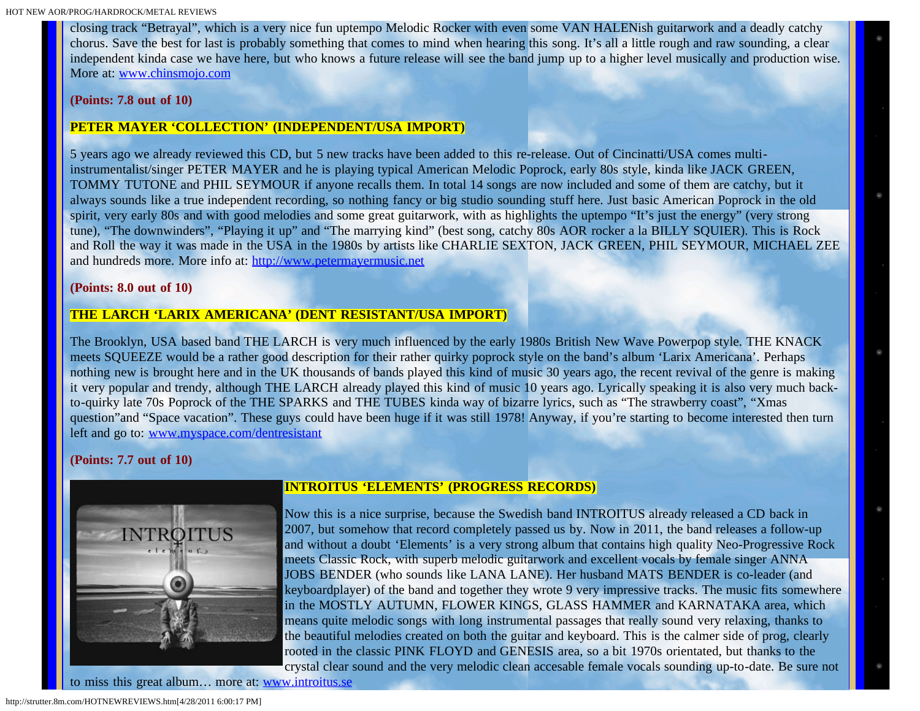closing track “Betrayal”, which is a very nice fun uptempo Melodic Rocker with even some VAN HALENish guitarwork and a deadly catchy chorus. Save the best for last is probably something that comes to mind when hearing this song. It’s all a little rough and raw sounding, a clear independent kinda case we have here, but who knows a future release will see the band jump up to a higher level musically and production wise. More at: www.chinsmojo.com

**(Points: 7.8 out of 10)**

**PETER MAYER ‘COLLECTION’ (INDEPENDENT/USA IMPORT)**

5 years ago we already reviewed this CD, but 5 new tracks have been added to this re-release. Out of Cincinatti/USA comes multi-instrumentalist/singer PETER MAYER and he is playing typical American Melodic Poprock, early 80s style, kinda like JACK GREEN, TOMMY TUTONE and PHIL SEYMOUR if anyone recalls them. In total 14 songs are now included and some of them are catchy, but it always sounds like a true independent recording, so nothing fancy or big studio sounding stuff here. Just basic American Poprock in the old spirit, very early 80s and with good melodies and some great guitarwork, with as highlights the uptempo “It’s just the energy” (very strong tune), “The downwinders”, “Playing it up” and “The marrying kind” (best song, catchy 80s AOR rocker a la BILLY SQUIER). This is Rock and Roll the way it was made in the USA in the 1980s by artists like CHARLIE SEXTON, JACK GREEN, PHIL SEYMOUR, MICHAEL ZEE and hundreds more. More info at: http://www.petermayermusic.net

**(Points: 8.0 out of 10)**

**THE LARCH ‘LARIX AMERICANA’ (DENT RESISTANT/USA IMPORT)**

The Brooklyn, USA based band THE LARCH is very much influenced by the early 1980s British New Wave Powerpop style. THE KNACK meets SQUEEZE would be a rather good description for their rather quirky poprock style on the band’s album ‘Larix Americana’. Perhaps nothing new is brought here and in the UK thousands of bands played this kind of music 30 years ago, the recent revival of the genre is making it very popular and trendy, although THE LARCH already played this kind of music 10 years ago. Lyrically speaking it is also very much back-to-quirky late 70s Poprock of the THE SPARKS and THE TUBES kinda way of bizarre lyrics, such as “The strawberry coast”, “Xmas question”and “Space vacation”. These guys could have been huge if it was still 1978! Anyway, if you’re starting to become interested then turn left and go to: www.myspace.com/dentresistant

**(Points: 7.7 out of 10)**

**INTROITUS ‘ELEMENTS’ (PROGRESS RECORDS)**

Now this is a nice surprise, because the Swedish band INTROITUS already released a CD back in 2007, but somehow that record completely passed us by. Now in 2011, the band releases a follow-up and without a doubt ‘Elements’ is a very strong album that contains high quality Neo-Progressive Rock meets Classic Rock, with superb melodic guitarwork and excellent vocals by female singer ANNA JOBS BENDER (who sounds like LANA LANE). Her husband MATS BENDER is co-leader (and keyboardplayer) of the band and together they wrote 9 very impressive tracks. The music fits somewhere in the MOSTLY AUTUMN, FLOWER KINGS, GLASS HAMMER and KARNATAKA area, which means quite melodic songs with long instrumental passages that really sound very relaxing, thanks to the beautiful melodies created on both the guitar and keyboard. This is the calmer side of prog, clearly rooted in the classic PINK FLOYD and GENESIS area, so a bit 1970s orientated, but thanks to the crystal clear sound and the very melodic clean accesable female vocals sounding up-to-date. Be sure not to miss this great album… more at: www.introitus.se